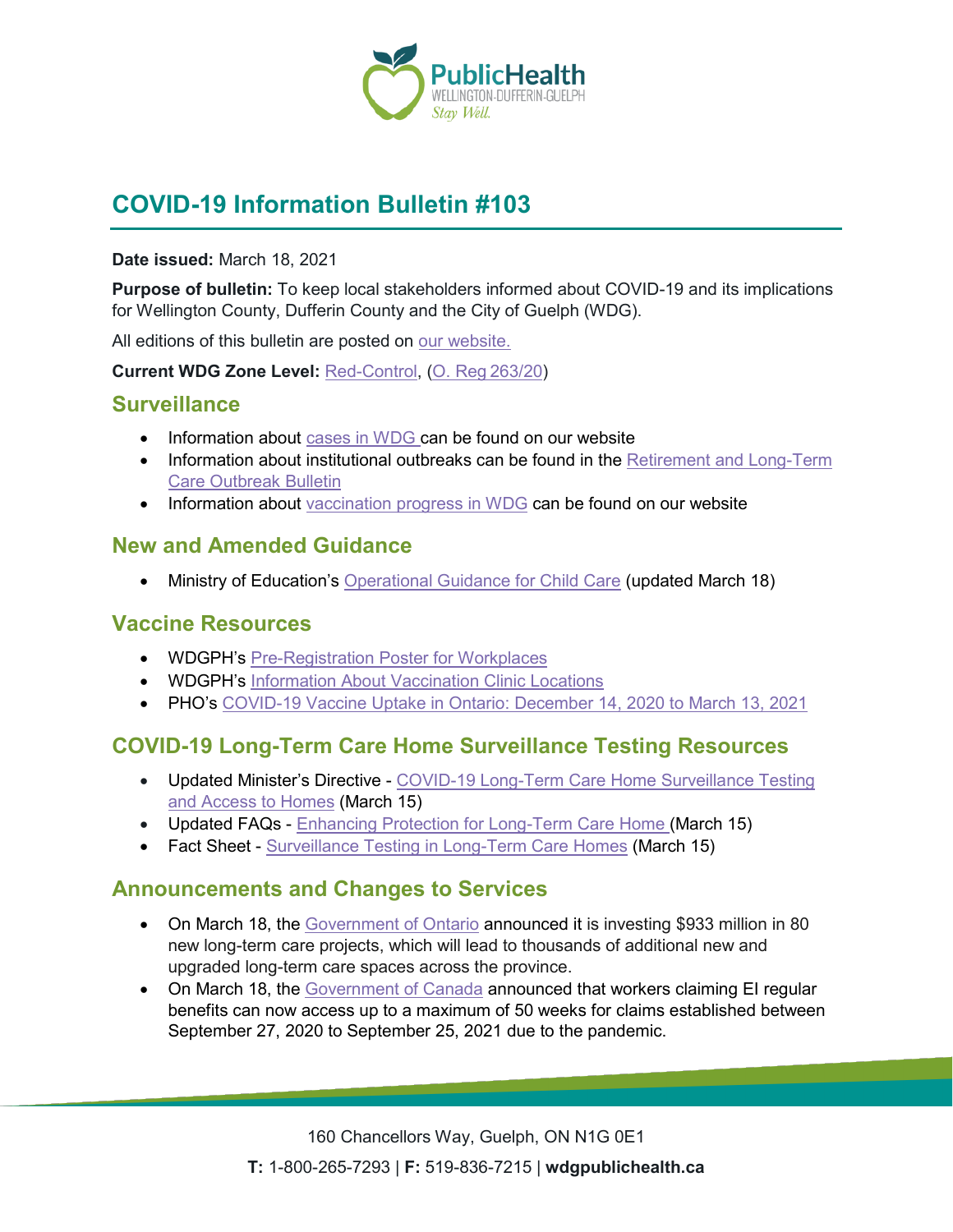# COVID-19 Information Bulletin #103

**Date issued:** March 18, 2021

**Purpose of bulletin:** To keep local stakeholders informed about COVID-19 and its implications for Wellington County, Dufferin County and the City of Guelph (WDG).

All editions of this bulletin are posted on our website.

**Current WDG Zone Level:** Red-Control, (O. Reg 263/20)

## Surveillance

- Information about cases in WDG can be found on our website
- Information about institutional outbreaks can be found in the Retirement and Long-Term Care Outbreak Bulletin
- Information about vaccination progress in WDG can be found on our website

## New and Amended Guidance

- Ministry of Education's Operational Guidance for Child Care (updated March 18)

## Vaccine Resources

- WDGPH's Pre-Registration Poster for Workplaces
- WDGPH's Information About Vaccination Clinic Locations
- PHO's COVID-19 Vaccine Uptake in Ontario: December 14, 2020 to March 13, 2021

## COVID-19 Long-Term Care Home Surveillance Testing Resources

- Updated Minister's Directive - COVID-19 Long-Term Care Home Surveillance Testing and Access to Homes (March 15)
- Updated FAQs - Enhancing Protection for Long-Term Care Home (March 15)
- Fact Sheet - Surveillance Testing in Long-Term Care Homes (March 15)

## Announcements and Changes to Services

- On March 18, the Government of Ontario announced it is investing $933 million in 80 new long-term care projects, which will lead to thousands of additional new and upgraded long-term care spaces across the province.
- On March 18, the Government of Canada announced that workers claiming EI regular benefits can now access up to a maximum of 50 weeks for claims established between September 27, 2020 to September 25, 2021 due to the pandemic.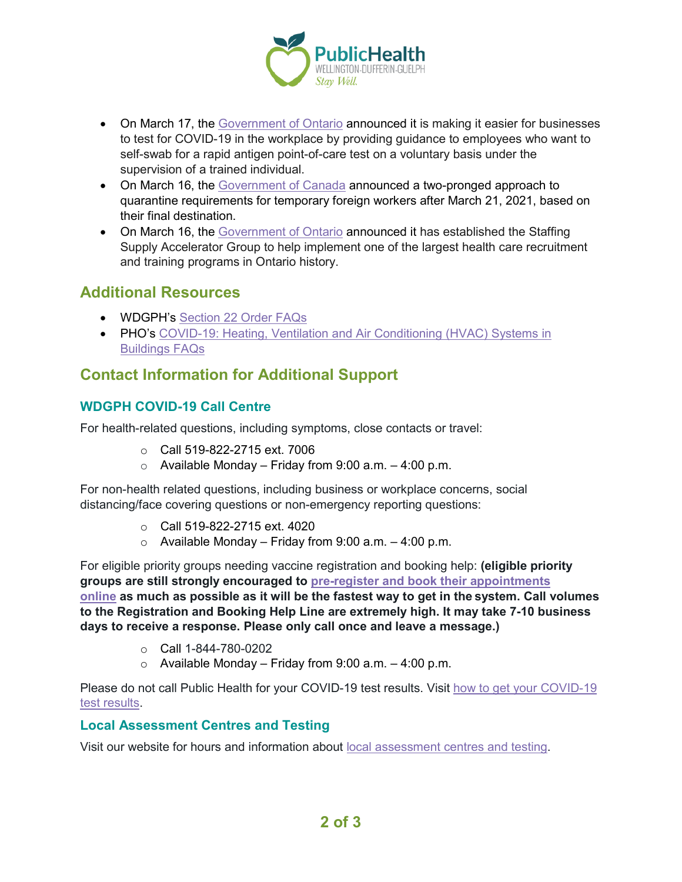- On March 17, the Government of Ontario announced it is making it easier for businesses to test for COVID-19 in the workplace by providing guidance to employees who want to self-swab for a rapid antigen point-of-care test on a voluntary basis under the supervision of a trained individual.
- On March 16, the Government of Canada announced a two-pronged approach to quarantine requirements for temporary foreign workers after March 21, 2021, based on their final destination.
- On March 16, the Government of Ontario announced it has established the Staffing Supply Accelerator Group to help implement one of the largest health care recruitment and training programs in Ontario history.

## Additional Resources

- WDGPH's Section 22 Order FAQs
- PHO's COVID-19: Heating, Ventilation and Air Conditioning (HVAC) Systems in Buildings FAQs

## Contact Information for Additional Support

### WDGPH COVID-19 Call Centre

For health-related questions, including symptoms, close contacts or travel:

- Call 519-822-2715 ext. 7006
- Available Monday – Friday from 9:00 a.m. – 4:00 p.m.

For non-health related questions, including business or workplace concerns, social distancing/face covering questions or non-emergency reporting questions:

- Call 519-822-2715 ext. 4020
- Available Monday – Friday from 9:00 a.m. – 4:00 p.m.

For eligible priority groups needing vaccine registration and booking help: **(eligible priority groups are still strongly encouraged to pre-register and book their appointments online as much as possible as it will be the fastest way to get in the system. Call volumes to the Registration and Booking Help Line are extremely high. It may take 7-10 business days to receive a response. Please only call once and leave a message.)**

- Call 1-844-780-0202
- Available Monday – Friday from 9:00 a.m. – 4:00 p.m.

Please do not call Public Health for your COVID-19 test results. Visit how to get your COVID-19 test results.

### Local Assessment Centres and Testing

Visit our website for hours and information about local assessment centres and testing.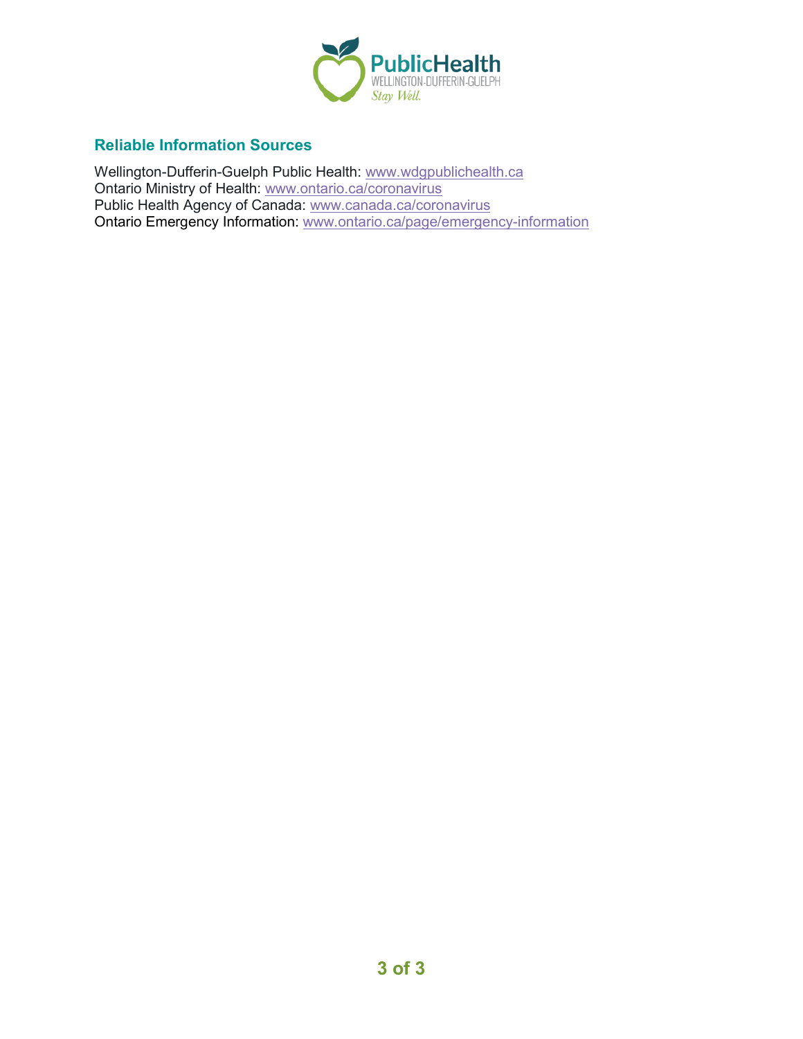## Reliable Information Sources

Wellington-Dufferin-Guelph Public Health: www.wdgpublichealth.ca
Ontario Ministry of Health: www.ontario.ca/coronavirus
Public Health Agency of Canada: www.canada.ca/coronavirus
Ontario Emergency Information: www.ontario.ca/page/emergency-information